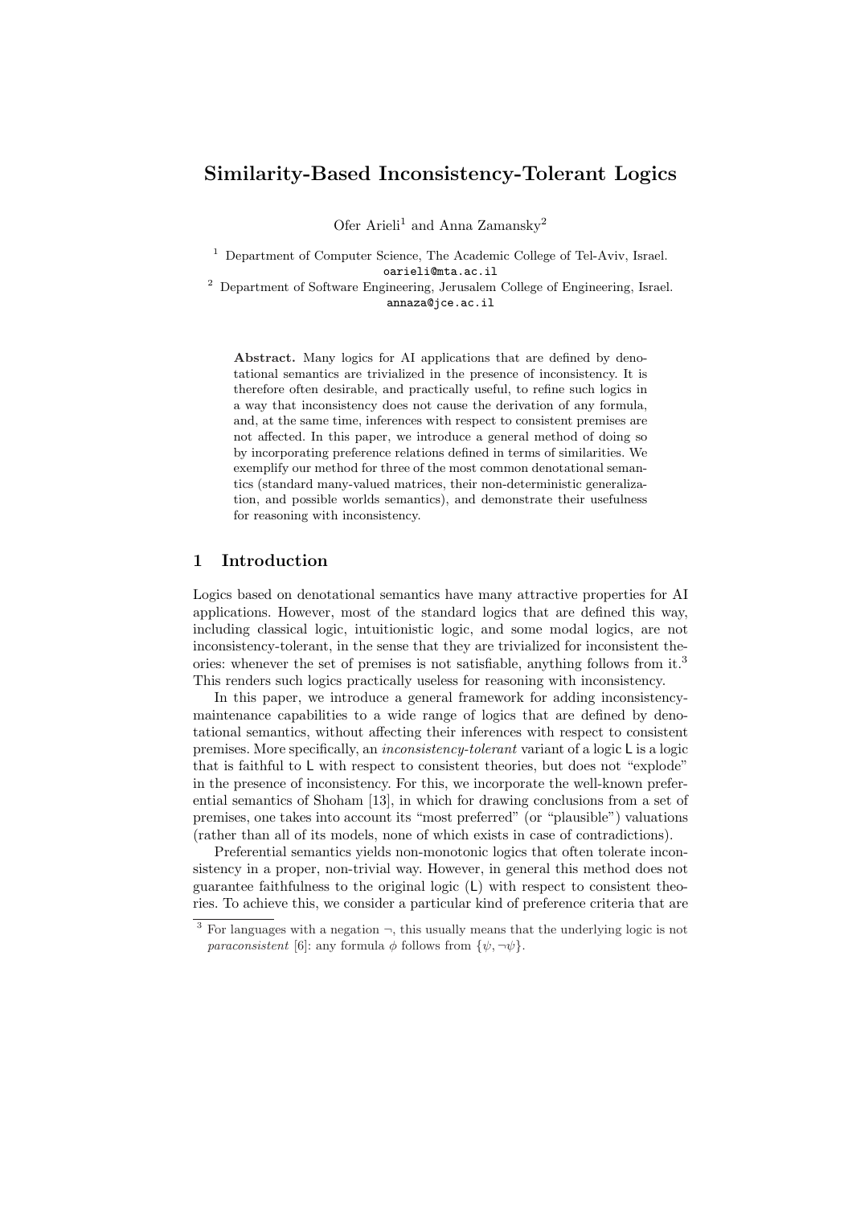# Similarity-Based Inconsistency-Tolerant Logics

Ofer Arieli[1] and Anna Zamansky[2]

[1] Department of Computer Science, The Academic College of Tel-Aviv, Israel.
oarieli@mta.ac.il

[2] Department of Software Engineering, Jerusalem College of Engineering, Israel.
annaza@jce.ac.il

**Abstract.** Many logics for AI applications that are defined by denotational semantics are trivialized in the presence of inconsistency. It is therefore often desirable, and practically useful, to refine such logics in a way that inconsistency does not cause the derivation of any formula, and, at the same time, inferences with respect to consistent premises are not affected. In this paper, we introduce a general method of doing so by incorporating preference relations defined in terms of similarities. We exemplify our method for three of the most common denotational semantics (standard many-valued matrices, their non-deterministic generalization, and possible worlds semantics), and demonstrate their usefulness for reasoning with inconsistency.

## 1 Introduction

Logics based on denotational semantics have many attractive properties for AI applications. However, most of the standard logics that are defined this way, including classical logic, intuitionistic logic, and some modal logics, are not inconsistency-tolerant, in the sense that they are trivialized for inconsistent theories: whenever the set of premises is not satisfiable, anything follows from it.[3] This renders such logics practically useless for reasoning with inconsistency.

In this paper, we introduce a general framework for adding inconsistency-maintenance capabilities to a wide range of logics that are defined by denotational semantics, without affecting their inferences with respect to consistent premises. More specifically, an *inconsistency-tolerant* variant of a logic L is a logic that is faithful to L with respect to consistent theories, but does not "explode" in the presence of inconsistency. For this, we incorporate the well-known preferential semantics of Shoham [13], in which for drawing conclusions from a set of premises, one takes into account its "most preferred" (or "plausible") valuations (rather than all of its models, none of which exists in case of contradictions).

Preferential semantics yields non-monotonic logics that often tolerate inconsistency in a proper, non-trivial way. However, in general this method does not guarantee faithfulness to the original logic (L) with respect to consistent theories. To achieve this, we consider a particular kind of preference criteria that are

[3] For languages with a negation $\neg$, this usually means that the underlying logic is not *paraconsistent* [6]: any formula $\phi$ follows from $\{\psi, \neg\psi\}$.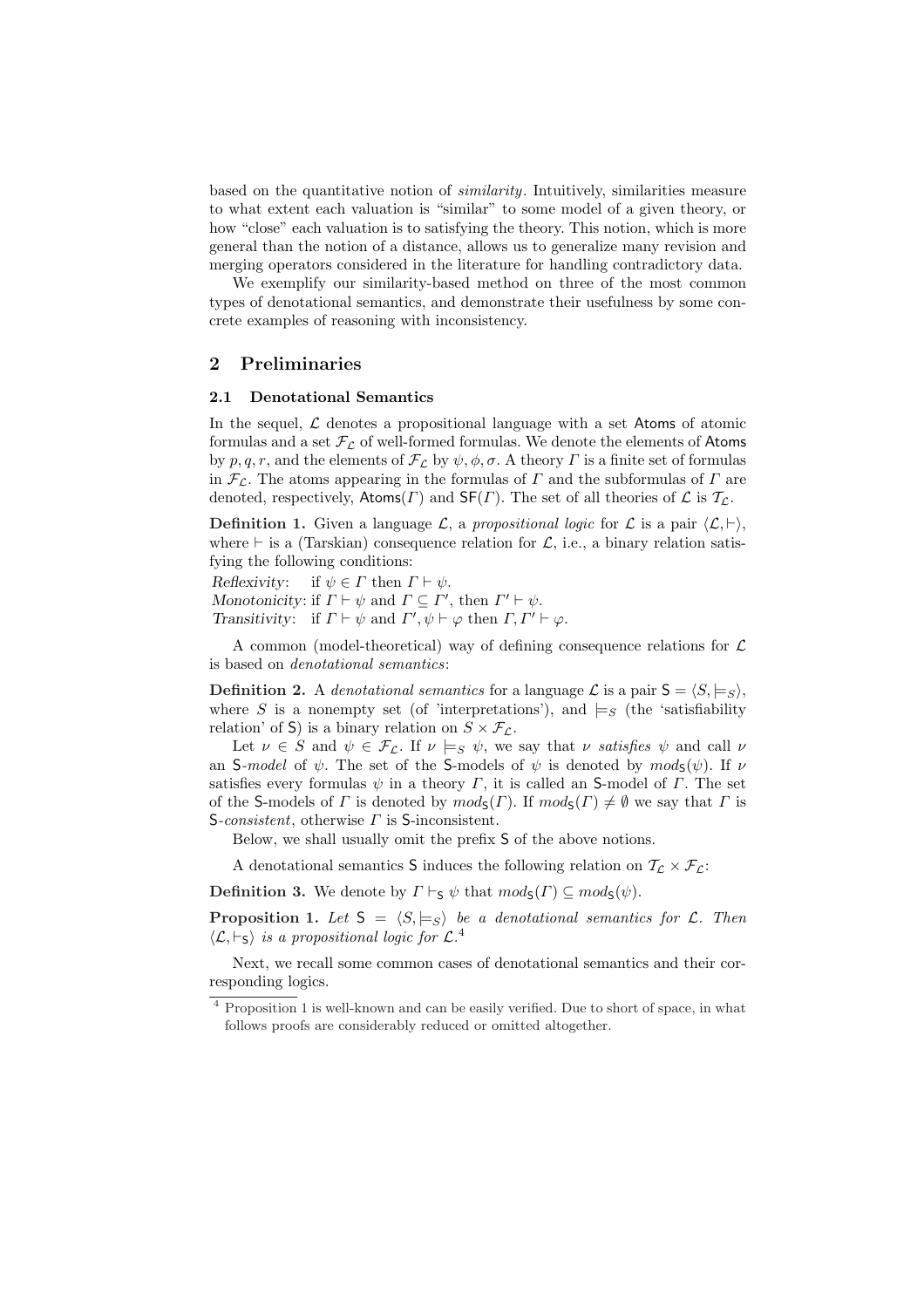based on the quantitative notion of *similarity*. Intuitively, similarities measure to what extent each valuation is "similar" to some model of a given theory, or how "close" each valuation is to satisfying the theory. This notion, which is more general than the notion of a distance, allows us to generalize many revision and merging operators considered in the literature for handling contradictory data.

We exemplify our similarity-based method on three of the most common types of denotational semantics, and demonstrate their usefulness by some concrete examples of reasoning with inconsistency.

## 2 Preliminaries

### 2.1 Denotational Semantics

In the sequel, $\mathcal{L}$ denotes a propositional language with a set $\mathsf{Atoms}$ of atomic formulas and a set $\mathcal{F}_\mathcal{L}$ of well-formed formulas. We denote the elements of $\mathsf{Atoms}$ by $p, q, r$, and the elements of $\mathcal{F}_\mathcal{L}$ by $\psi, \phi, \sigma$. A theory $\Gamma$ is a finite set of formulas in $\mathcal{F}_\mathcal{L}$. The atoms appearing in the formulas of $\Gamma$ and the subformulas of $\Gamma$ are denoted, respectively, $\mathsf{Atoms}(\Gamma)$ and $\mathsf{SF}(\Gamma)$. The set of all theories of $\mathcal{L}$ is $\mathcal{T}_\mathcal{L}$.

**Definition 1.** Given a language $\mathcal{L}$, a *propositional logic* for $\mathcal{L}$ is a pair $\langle \mathcal{L}, \vdash \rangle$, where $\vdash$ is a (Tarskian) consequence relation for $\mathcal{L}$, i.e., a binary relation satisfying the following conditions:

*Reflexivity*: if $\psi \in \Gamma$ then $\Gamma \vdash \psi$.
*Monotonicity*: if $\Gamma \vdash \psi$ and $\Gamma \subseteq \Gamma'$, then $\Gamma' \vdash \psi$.
*Transitivity*: if $\Gamma \vdash \psi$ and $\Gamma', \psi \vdash \varphi$ then $\Gamma, \Gamma' \vdash \varphi$.

A common (model-theoretical) way of defining consequence relations for $\mathcal{L}$ is based on *denotational semantics*:

**Definition 2.** A *denotational semantics* for a language $\mathcal{L}$ is a pair $\mathsf{S} = \langle S, \models_S \rangle$, where $S$ is a nonempty set (of 'interpretations'), and $\models_S$ (the 'satisfiability relation' of $\mathsf{S}$) is a binary relation on $S \times \mathcal{F}_\mathcal{L}$.

Let $\nu \in S$ and $\psi \in \mathcal{F}_\mathcal{L}$. If $\nu \models_S \psi$, we say that $\nu$ *satisfies* $\psi$ and call $\nu$ an $\mathsf{S}$-*model* of $\psi$. The set of the $\mathsf{S}$-models of $\psi$ is denoted by $mod_\mathsf{S}(\psi)$. If $\nu$ satisfies every formulas $\psi$ in a theory $\Gamma$, it is called an $\mathsf{S}$-model of $\Gamma$. The set of the $\mathsf{S}$-models of $\Gamma$ is denoted by $mod_\mathsf{S}(\Gamma)$. If $mod_\mathsf{S}(\Gamma) \neq \emptyset$ we say that $\Gamma$ is $\mathsf{S}$-*consistent*, otherwise $\Gamma$ is $\mathsf{S}$-inconsistent.

Below, we shall usually omit the prefix $\mathsf{S}$ of the above notions.

A denotational semantics $\mathsf{S}$ induces the following relation on $\mathcal{T}_\mathcal{L} \times \mathcal{F}_\mathcal{L}$:

**Definition 3.** We denote by $\Gamma \vdash_\mathsf{S} \psi$ that $mod_\mathsf{S}(\Gamma) \subseteq mod_\mathsf{S}(\psi)$.

**Proposition 1.** *Let $\mathsf{S} = \langle S, \models_S \rangle$ be a denotational semantics for $\mathcal{L}$. Then $\langle \mathcal{L}, \vdash_\mathsf{S} \rangle$ is a propositional logic for $\mathcal{L}$.*[4]

Next, we recall some common cases of denotational semantics and their corresponding logics.

[4] Proposition 1 is well-known and can be easily verified. Due to short of space, in what follows proofs are considerably reduced or omitted altogether.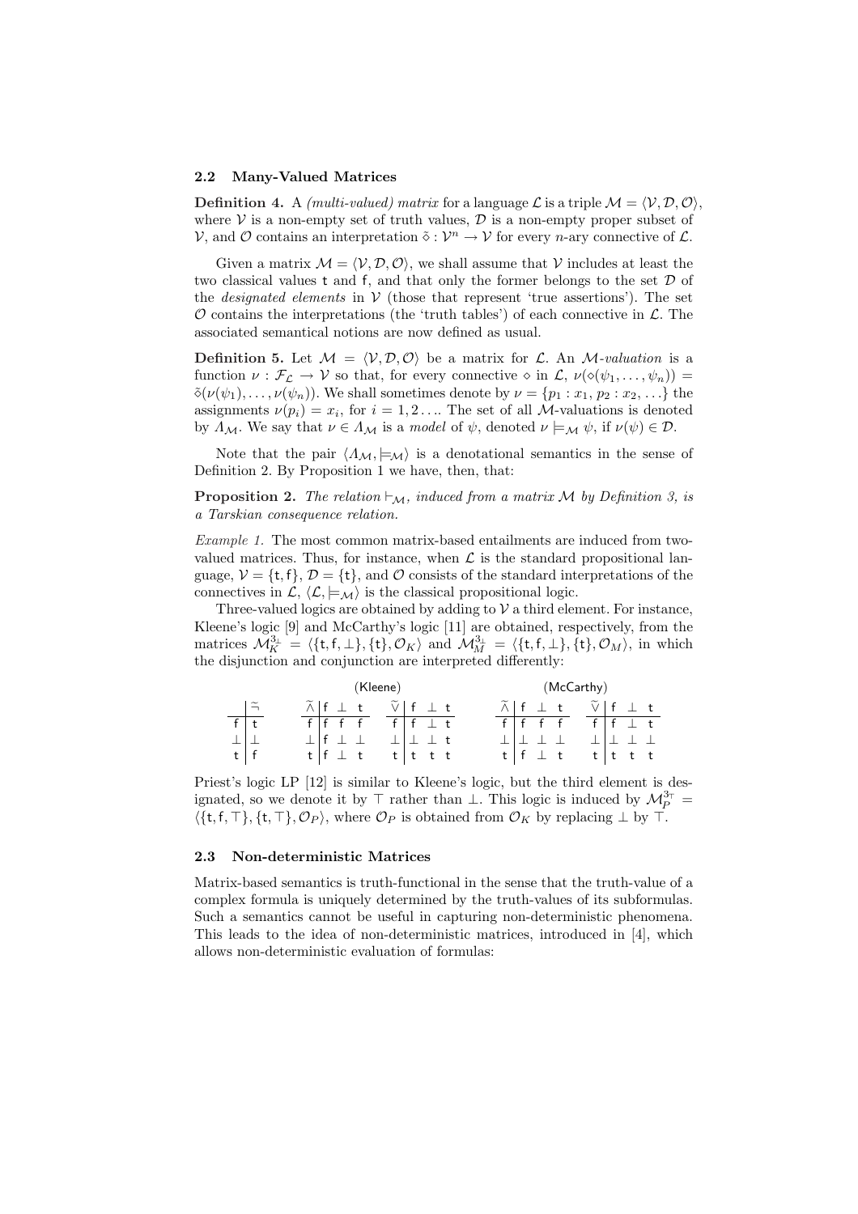### 2.2 Many-Valued Matrices

**Definition 4.** A *(multi-valued) matrix* for a language $\mathcal{L}$ is a triple $\mathcal{M} = \langle \mathcal{V}, \mathcal{D}, \mathcal{O} \rangle$, where $\mathcal{V}$ is a non-empty set of truth values, $\mathcal{D}$ is a non-empty proper subset of $\mathcal{V}$, and $\mathcal{O}$ contains an interpretation $\tilde{\diamond} : \mathcal{V}^n \to \mathcal{V}$ for every $n$-ary connective of $\mathcal{L}$.

Given a matrix $\mathcal{M} = \langle \mathcal{V}, \mathcal{D}, \mathcal{O} \rangle$, we shall assume that $\mathcal{V}$ includes at least the two classical values $\mathsf{t}$ and $\mathsf{f}$, and that only the former belongs to the set $\mathcal{D}$ of the *designated elements* in $\mathcal{V}$ (those that represent 'true assertions'). The set $\mathcal{O}$ contains the interpretations (the 'truth tables') of each connective in $\mathcal{L}$. The associated semantical notions are now defined as usual.

**Definition 5.** Let $\mathcal{M} = \langle \mathcal{V}, \mathcal{D}, \mathcal{O} \rangle$ be a matrix for $\mathcal{L}$. An $\mathcal{M}$*-valuation* is a function $\nu : \mathcal{F}_{\mathcal{L}} \to \mathcal{V}$ so that, for every connective $\diamond$ in $\mathcal{L}$, $\nu(\diamond(\psi_1, \ldots, \psi_n)) = \tilde{\diamond}(\nu(\psi_1), \ldots, \nu(\psi_n))$. We shall sometimes denote by $\nu = \{p_1 : x_1, p_2 : x_2, \ldots\}$ the assignments $\nu(p_i) = x_i$, for $i = 1, 2 \ldots$. The set of all $\mathcal{M}$-valuations is denoted by $\Lambda_{\mathcal{M}}$. We say that $\nu \in \Lambda_{\mathcal{M}}$ is a *model* of $\psi$, denoted $\nu \models_{\mathcal{M}} \psi$, if $\nu(\psi) \in \mathcal{D}$.

Note that the pair $\langle \Lambda_{\mathcal{M}}, \models_{\mathcal{M}} \rangle$ is a denotational semantics in the sense of Definition 2. By Proposition 1 we have, then, that:

**Proposition 2.** *The relation $\vdash_{\mathcal{M}}$, induced from a matrix $\mathcal{M}$ by Definition 3, is a Tarskian consequence relation.*

*Example 1.* The most common matrix-based entailments are induced from two-valued matrices. Thus, for instance, when $\mathcal{L}$ is the standard propositional language, $\mathcal{V} = \{\mathsf{t}, \mathsf{f}\}$, $\mathcal{D} = \{\mathsf{t}\}$, and $\mathcal{O}$ consists of the standard interpretations of the connectives in $\mathcal{L}$, $\langle \mathcal{L}, \models_{\mathcal{M}} \rangle$ is the classical propositional logic.

Three-valued logics are obtained by adding to $\mathcal{V}$ a third element. For instance, Kleene's logic [9] and McCarthy's logic [11] are obtained, respectively, from the matrices $\mathcal{M}^{3_\bot}_K = \langle \{\mathsf{t}, \mathsf{f}, \bot\}, \{\mathsf{t}\}, \mathcal{O}_K \rangle$ and $\mathcal{M}^{3_\bot}_M = \langle \{\mathsf{t}, \mathsf{f}, \bot\}, \{\mathsf{t}\}, \mathcal{O}_M \rangle$, in which the disjunction and conjunction are interpreted differently:

| | $\tilde{\neg}$ |
|---|---|
| f | t |
| $\bot$ | $\bot$ |
| t | f |

(Kleene)

| $\tilde{\wedge}$ | f | $\bot$ | t |
|---|---|---|---|
| f | f | f | f |
| $\bot$ | f | $\bot$ | $\bot$ |
| t | f | $\bot$ | t |

| $\tilde{\vee}$ | f | $\bot$ | t |
|---|---|---|---|
| f | f | $\bot$ | t |
| $\bot$ | $\bot$ | $\bot$ | t |
| t | t | t | t |

(McCarthy)

| $\tilde{\wedge}$ | f | $\bot$ | t |
|---|---|---|---|
| f | f | f | f |
| $\bot$ | $\bot$ | $\bot$ | $\bot$ |
| t | f | $\bot$ | t |

| $\tilde{\vee}$ | f | $\bot$ | t |
|---|---|---|---|
| f | f | $\bot$ | t |
| $\bot$ | $\bot$ | $\bot$ | $\bot$ |
| t | t | t | t |

Priest's logic LP [12] is similar to Kleene's logic, but the third element is designated, so we denote it by $\top$ rather than $\bot$. This logic is induced by $\mathcal{M}^{3_\top}_P = \langle \{\mathsf{t}, \mathsf{f}, \top\}, \{\mathsf{t}, \top\}, \mathcal{O}_P \rangle$, where $\mathcal{O}_P$ is obtained from $\mathcal{O}_K$ by replacing $\bot$ by $\top$.

### 2.3 Non-deterministic Matrices

Matrix-based semantics is truth-functional in the sense that the truth-value of a complex formula is uniquely determined by the truth-values of its subformulas. Such a semantics cannot be useful in capturing non-deterministic phenomena. This leads to the idea of non-deterministic matrices, introduced in [4], which allows non-deterministic evaluation of formulas: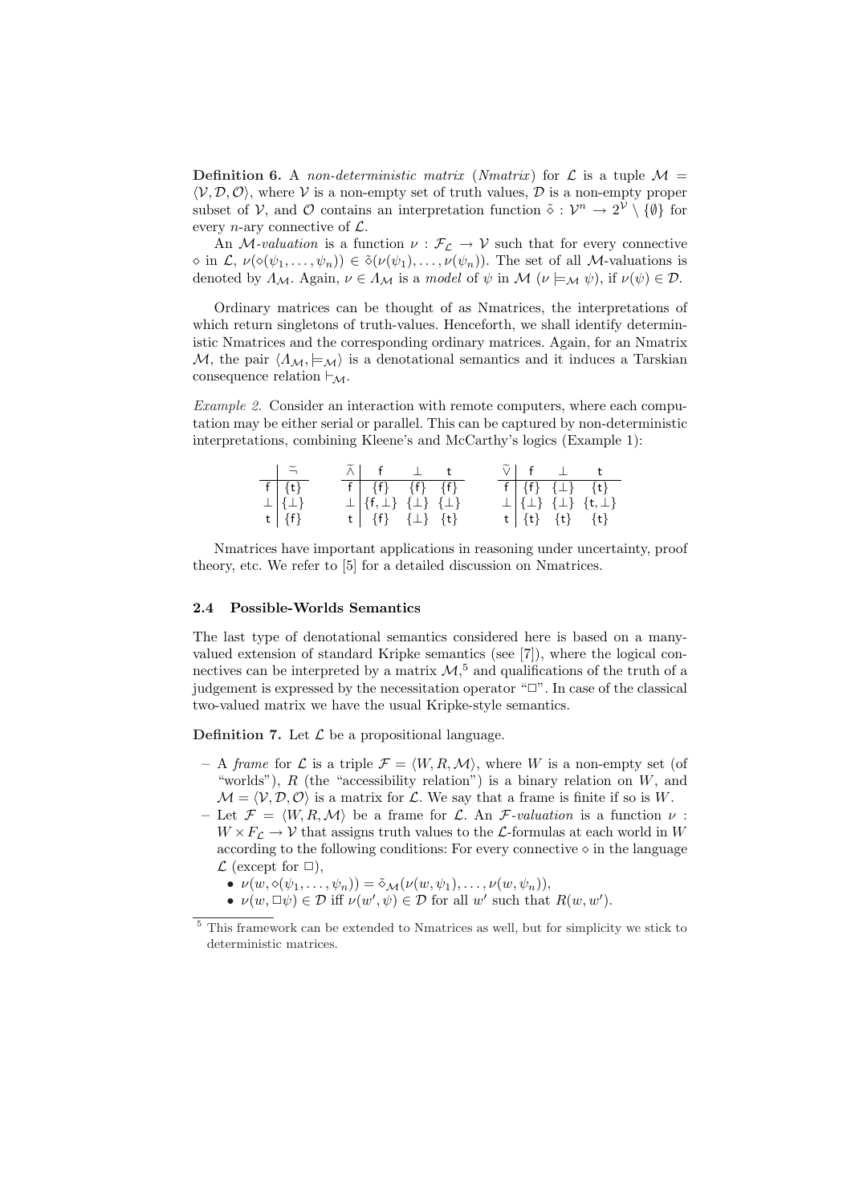**Definition 6.** A *non-deterministic matrix* (*Nmatrix*) for $\mathcal{L}$ is a tuple $\mathcal{M} = \langle \mathcal{V}, \mathcal{D}, \mathcal{O} \rangle$, where $\mathcal{V}$ is a non-empty set of truth values, $\mathcal{D}$ is a non-empty proper subset of $\mathcal{V}$, and $\mathcal{O}$ contains an interpretation function $\tilde{\diamond} : \mathcal{V}^n \to 2^{\mathcal{V}} \setminus \{\emptyset\}$ for every $n$-ary connective of $\mathcal{L}$.

An $\mathcal{M}$*-valuation* is a function $\nu : \mathcal{F}_{\mathcal{L}} \to \mathcal{V}$ such that for every connective $\diamond$ in $\mathcal{L}$, $\nu(\diamond(\psi_1, \ldots, \psi_n)) \in \tilde{\diamond}(\nu(\psi_1), \ldots, \nu(\psi_n))$. The set of all $\mathcal{M}$-valuations is denoted by $\Lambda_{\mathcal{M}}$. Again, $\nu \in \Lambda_{\mathcal{M}}$ is a *model* of $\psi$ in $\mathcal{M}$ ($\nu \models_{\mathcal{M}} \psi$), if $\nu(\psi) \in \mathcal{D}$.

Ordinary matrices can be thought of as Nmatrices, the interpretations of which return singletons of truth-values. Henceforth, we shall identify deterministic Nmatrices and the corresponding ordinary matrices. Again, for an Nmatrix $\mathcal{M}$, the pair $\langle \Lambda_{\mathcal{M}}, \models_{\mathcal{M}} \rangle$ is a denotational semantics and it induces a Tarskian consequence relation $\vdash_{\mathcal{M}}$.

*Example 2.* Consider an interaction with remote computers, where each computation may be either serial or parallel. This can be captured by non-deterministic interpretations, combining Kleene's and McCarthy's logics (Example 1):

|  | $\tilde{\neg}$ |
|---|---|
| f | {t} |
| $\bot$ | {$\bot$} |
| t | {f} |

| $\tilde{\wedge}$ | f | $\bot$ | t |
|---|---|---|---|
| f | {f} | {f} | {f} |
| $\bot$ | {f, $\bot$} | {$\bot$} | {$\bot$} |
| t | {f} | {$\bot$} | {t} |

| $\tilde{\vee}$ | f | $\bot$ | t |
|---|---|---|---|
| f | {f} | {$\bot$} | {t} |
| $\bot$ | {$\bot$} | {$\bot$} | {t, $\bot$} |
| t | {t} | {t} | {t} |

Nmatrices have important applications in reasoning under uncertainty, proof theory, etc. We refer to [5] for a detailed discussion on Nmatrices.

### 2.4 Possible-Worlds Semantics

The last type of denotational semantics considered here is based on a many-valued extension of standard Kripke semantics (see [7]), where the logical connectives can be interpreted by a matrix $\mathcal{M}$,[5] and qualifications of the truth of a judgement is expressed by the necessitation operator "$\Box$". In case of the classical two-valued matrix we have the usual Kripke-style semantics.

**Definition 7.** Let $\mathcal{L}$ be a propositional language.

- A *frame* for $\mathcal{L}$ is a triple $\mathcal{F} = \langle W, R, \mathcal{M} \rangle$, where $W$ is a non-empty set (of "worlds"), $R$ (the "accessibility relation") is a binary relation on $W$, and $\mathcal{M} = \langle \mathcal{V}, \mathcal{D}, \mathcal{O} \rangle$ is a matrix for $\mathcal{L}$. We say that a frame is finite if so is $W$.
- Let $\mathcal{F} = \langle W, R, \mathcal{M} \rangle$ be a frame for $\mathcal{L}$. An $\mathcal{F}$*-valuation* is a function $\nu : W \times F_{\mathcal{L}} \to \mathcal{V}$ that assigns truth values to the $\mathcal{L}$-formulas at each world in $W$ according to the following conditions: For every connective $\diamond$ in the language $\mathcal{L}$ (except for $\Box$),
  - $\nu(w, \diamond(\psi_1, \ldots, \psi_n)) = \tilde{\diamond}_{\mathcal{M}}(\nu(w, \psi_1), \ldots, \nu(w, \psi_n))$,
  - $\nu(w, \Box\psi) \in \mathcal{D}$ iff $\nu(w', \psi) \in \mathcal{D}$ for all $w'$ such that $R(w, w')$.

[5] This framework can be extended to Nmatrices as well, but for simplicity we stick to deterministic matrices.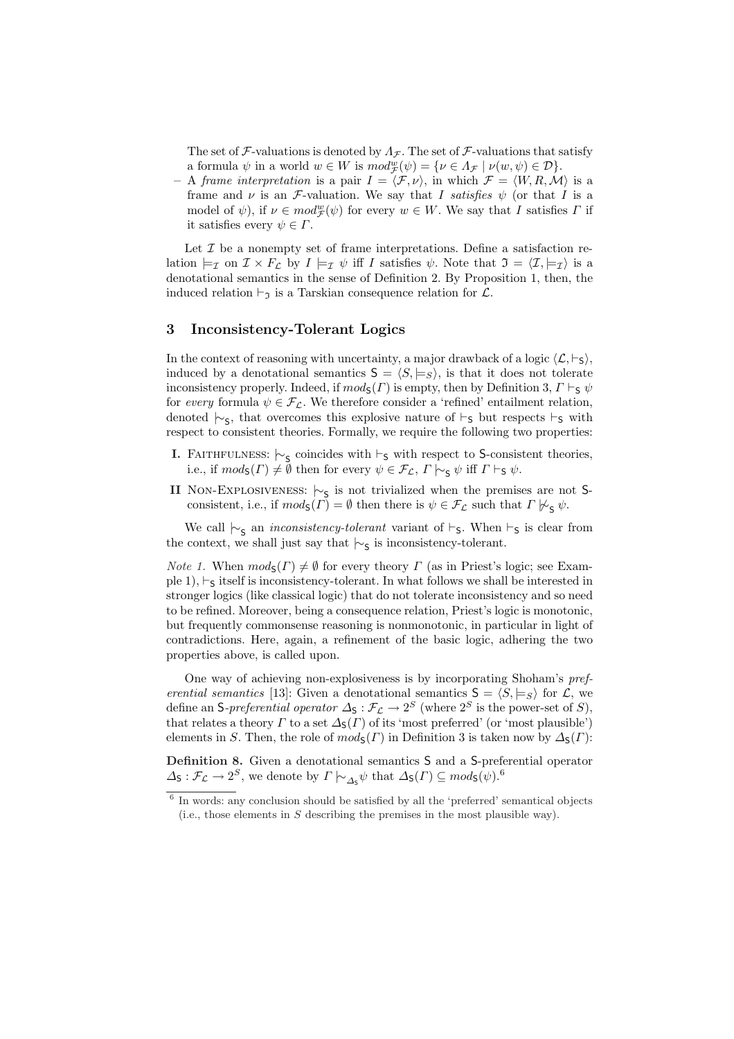The set of $\mathcal{F}$-valuations is denoted by $\Lambda_{\mathcal{F}}$. The set of $\mathcal{F}$-valuations that satisfy a formula $\psi$ in a world $w \in W$ is $mod^{w}_{\mathcal{F}}(\psi) = \{\nu \in \Lambda_{\mathcal{F}} \mid \nu(w, \psi) \in \mathcal{D}\}$.

– A *frame interpretation* is a pair $I = \langle \mathcal{F}, \nu \rangle$, in which $\mathcal{F} = \langle W, R, \mathcal{M} \rangle$ is a frame and $\nu$ is an $\mathcal{F}$-valuation. We say that $I$ *satisfies* $\psi$ (or that $I$ is a model of $\psi$), if $\nu \in mod^{w}_{\mathcal{F}}(\psi)$ for every $w \in W$. We say that $I$ satisfies $\Gamma$ if it satisfies every $\psi \in \Gamma$.

Let $\mathcal{I}$ be a nonempty set of frame interpretations. Define a satisfaction relation $\models_{\mathcal{I}}$ on $\mathcal{I} \times F_{\mathcal{L}}$ by $I \models_{\mathcal{I}} \psi$ iff $I$ satisfies $\psi$. Note that $\mathfrak{I} = \langle \mathcal{I}, \models_{\mathcal{I}} \rangle$ is a denotational semantics in the sense of Definition 2. By Proposition 1, then, the induced relation $\vdash_{\mathfrak{I}}$ is a Tarskian consequence relation for $\mathcal{L}$.

## 3 Inconsistency-Tolerant Logics

In the context of reasoning with uncertainty, a major drawback of a logic $\langle \mathcal{L}, \vdash_{\mathsf{S}} \rangle$, induced by a denotational semantics $\mathsf{S} = \langle S, \models_S \rangle$, is that it does not tolerate inconsistency properly. Indeed, if $mod_{\mathsf{S}}(\Gamma)$ is empty, then by Definition 3, $\Gamma \vdash_{\mathsf{S}} \psi$ for *every* formula $\psi \in \mathcal{F}_{\mathcal{L}}$. We therefore consider a 'refined' entailment relation, denoted $\mid\!\sim_{\mathsf{S}}$, that overcomes this explosive nature of $\vdash_{\mathsf{S}}$ but respects $\vdash_{\mathsf{S}}$ with respect to consistent theories. Formally, we require the following two properties:

**I.** FAITHFULNESS: $\mid\!\sim_{\mathsf{S}}$ coincides with $\vdash_{\mathsf{S}}$ with respect to $\mathsf{S}$-consistent theories, i.e., if $mod_{\mathsf{S}}(\Gamma) \neq \emptyset$ then for every $\psi \in \mathcal{F}_{\mathcal{L}}$, $\Gamma \mid\!\sim_{\mathsf{S}} \psi$ iff $\Gamma \vdash_{\mathsf{S}} \psi$.

**II** NON-EXPLOSIVENESS: $\mid\!\sim_{\mathsf{S}}$ is not trivialized when the premises are not $\mathsf{S}$-consistent, i.e., if $mod_{\mathsf{S}}(\Gamma) = \emptyset$ then there is $\psi \in \mathcal{F}_{\mathcal{L}}$ such that $\Gamma \not\mid\!\sim_{\mathsf{S}} \psi$.

We call $\mid\!\sim_{\mathsf{S}}$ an *inconsistency-tolerant* variant of $\vdash_{\mathsf{S}}$. When $\vdash_{\mathsf{S}}$ is clear from the context, we shall just say that $\mid\!\sim_{\mathsf{S}}$ is inconsistency-tolerant.

*Note 1.* When $mod_{\mathsf{S}}(\Gamma) \neq \emptyset$ for every theory $\Gamma$ (as in Priest's logic; see Example 1), $\vdash_{\mathsf{S}}$ itself is inconsistency-tolerant. In what follows we shall be interested in stronger logics (like classical logic) that do not tolerate inconsistency and so need to be refined. Moreover, being a consequence relation, Priest's logic is monotonic, but frequently commonsense reasoning is nonmonotonic, in particular in light of contradictions. Here, again, a refinement of the basic logic, adhering the two properties above, is called upon.

One way of achieving non-explosiveness is by incorporating Shoham's *preferential semantics* [13]: Given a denotational semantics $\mathsf{S} = \langle S, \models_S \rangle$ for $\mathcal{L}$, we define an $\mathsf{S}$-*preferential operator* $\Delta_{\mathsf{S}} : \mathcal{F}_{\mathcal{L}} \to 2^S$ (where $2^S$ is the power-set of $S$), that relates a theory $\Gamma$ to a set $\Delta_{\mathsf{S}}(\Gamma)$ of its 'most preferred' (or 'most plausible') elements in $S$. Then, the role of $mod_{\mathsf{S}}(\Gamma)$ in Definition 3 is taken now by $\Delta_{\mathsf{S}}(\Gamma)$:

**Definition 8.** Given a denotational semantics $\mathsf{S}$ and a $\mathsf{S}$-preferential operator $\Delta_{\mathsf{S}} : \mathcal{F}_{\mathcal{L}} \to 2^S$, we denote by $\Gamma \mid\!\sim_{\Delta_{\mathsf{S}}} \psi$ that $\Delta_{\mathsf{S}}(\Gamma) \subseteq mod_{\mathsf{S}}(\psi)$.[6]

[6] In words: any conclusion should be satisfied by all the 'preferred' semantical objects (i.e., those elements in $S$ describing the premises in the most plausible way).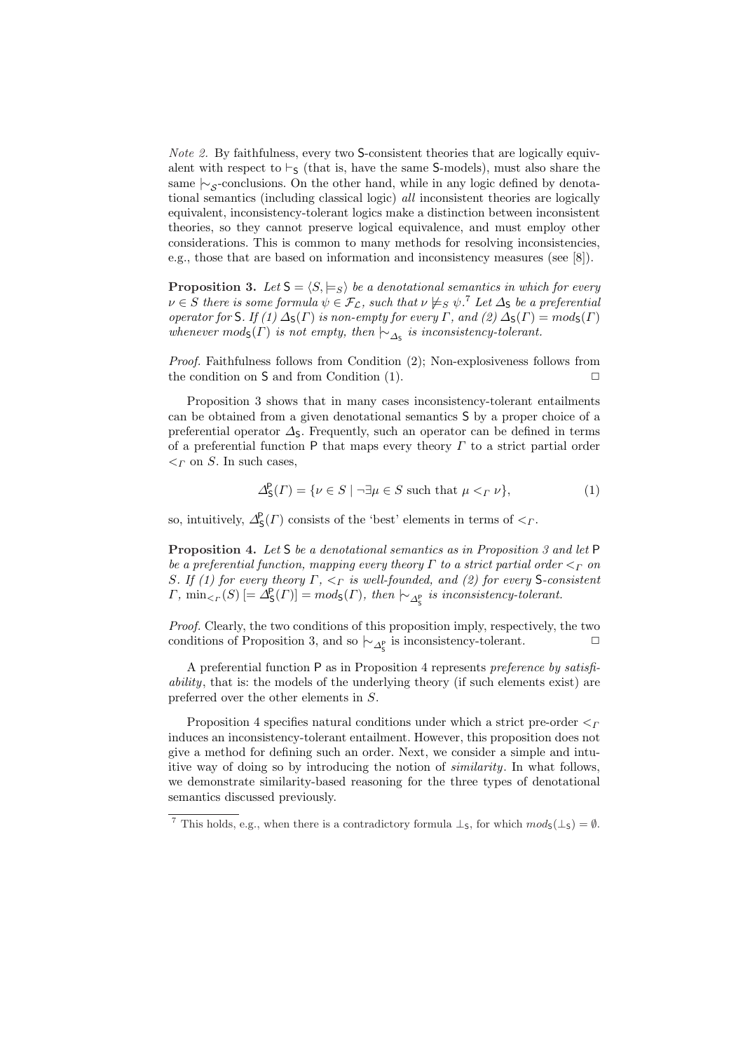*Note 2.* By faithfulness, every two $\mathsf{S}$-consistent theories that are logically equivalent with respect to $\vdash_{\mathsf{S}}$ (that is, have the same $\mathsf{S}$-models), must also share the same $\mid\!\sim_{\mathcal{S}}$-conclusions. On the other hand, while in any logic defined by denotational semantics (including classical logic) *all* inconsistent theories are logically equivalent, inconsistency-tolerant logics make a distinction between inconsistent theories, so they cannot preserve logical equivalence, and must employ other considerations. This is common to many methods for resolving inconsistencies, e.g., those that are based on information and inconsistency measures (see [8]).

**Proposition 3.** *Let $\mathsf{S} = \langle S, \models_S \rangle$ be a denotational semantics in which for every $\nu \in S$ there is some formula $\psi \in \mathcal{F}_{\mathcal{L}}$, such that $\nu \not\models_S \psi$.*[7] *Let $\Delta_{\mathsf{S}}$ be a preferential operator for $\mathsf{S}$. If (1) $\Delta_{\mathsf{S}}(\Gamma)$ is non-empty for every $\Gamma$, and (2) $\Delta_{\mathsf{S}}(\Gamma) = mod_{\mathsf{S}}(\Gamma)$ whenever $mod_{\mathsf{S}}(\Gamma)$ is not empty, then $\mid\!\sim_{\Delta_{\mathsf{S}}}$ is inconsistency-tolerant.*

*Proof.* Faithfulness follows from Condition (2); Non-explosiveness follows from the condition on $\mathsf{S}$ and from Condition (1). $\square$

Proposition 3 shows that in many cases inconsistency-tolerant entailments can be obtained from a given denotational semantics $\mathsf{S}$ by a proper choice of a preferential operator $\Delta_{\mathsf{S}}$. Frequently, such an operator can be defined in terms of a preferential function $\mathsf{P}$ that maps every theory $\Gamma$ to a strict partial order $<_\Gamma$ on $S$. In such cases,

$$\Delta^{\mathsf{P}}_{\mathsf{S}}(\Gamma) = \{\nu \in S \mid \neg\exists \mu \in S \text{ such that } \mu <_\Gamma \nu\}, \tag{1}$$

so, intuitively, $\Delta^{\mathsf{P}}_{\mathsf{S}}(\Gamma)$ consists of the 'best' elements in terms of $<_\Gamma$.

**Proposition 4.** *Let $\mathsf{S}$ be a denotational semantics as in Proposition 3 and let $\mathsf{P}$ be a preferential function, mapping every theory $\Gamma$ to a strict partial order $<_\Gamma$ on $S$. If (1) for every theory $\Gamma$, $<_\Gamma$ is well-founded, and (2) for every $\mathsf{S}$-consistent $\Gamma$, $\min_{<_\Gamma}(S)$ $[= \Delta^{\mathsf{P}}_{\mathsf{S}}(\Gamma)] = mod_{\mathsf{S}}(\Gamma)$, then $\mid\!\sim_{\Delta^{\mathsf{P}}_{\mathsf{S}}}$ is inconsistency-tolerant.*

*Proof.* Clearly, the two conditions of this proposition imply, respectively, the two conditions of Proposition 3, and so $\mid\!\sim_{\Delta^{\mathsf{P}}_{\mathsf{S}}}$ is inconsistency-tolerant. $\square$

A preferential function $\mathsf{P}$ as in Proposition 4 represents *preference by satisfiability*, that is: the models of the underlying theory (if such elements exist) are preferred over the other elements in $S$.

Proposition 4 specifies natural conditions under which a strict pre-order $<_\Gamma$ induces an inconsistency-tolerant entailment. However, this proposition does not give a method for defining such an order. Next, we consider a simple and intuitive way of doing so by introducing the notion of *similarity*. In what follows, we demonstrate similarity-based reasoning for the three types of denotational semantics discussed previously.

[7] This holds, e.g., when there is a contradictory formula $\bot_{\mathsf{S}}$, for which $mod_{\mathsf{S}}(\bot_{\mathsf{S}}) = \emptyset$.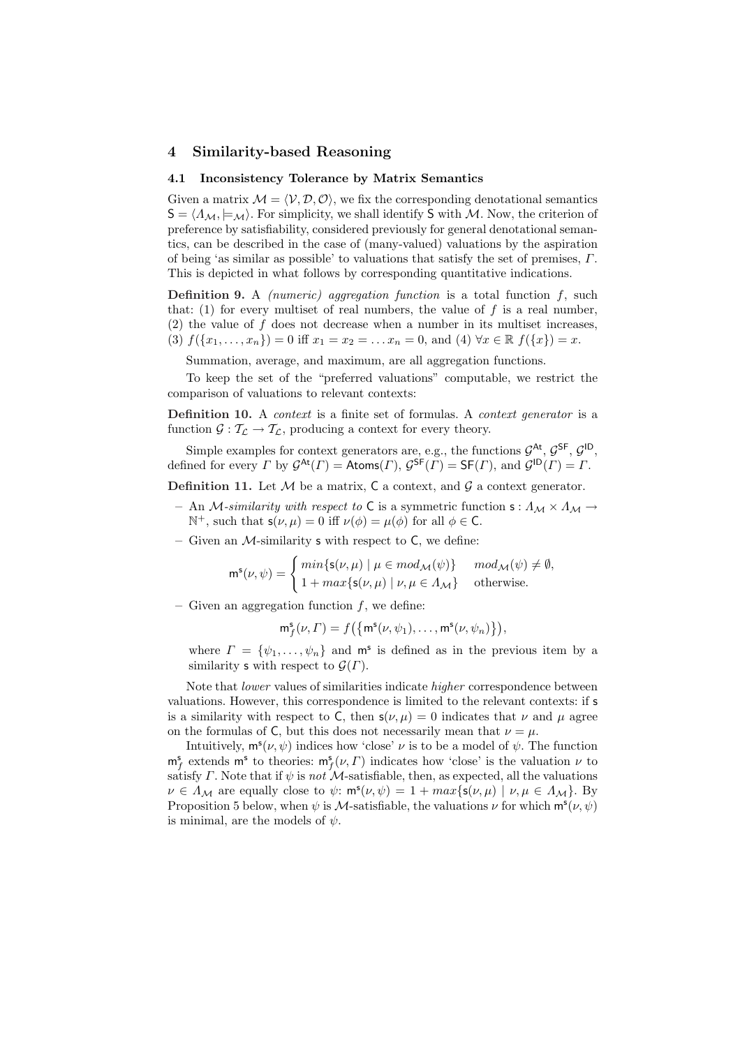## 4 Similarity-based Reasoning

### 4.1 Inconsistency Tolerance by Matrix Semantics

Given a matrix $\mathcal{M} = \langle \mathcal{V}, \mathcal{D}, \mathcal{O} \rangle$, we fix the corresponding denotational semantics $\mathsf{S} = \langle \Lambda_{\mathcal{M}}, \models_{\mathcal{M}} \rangle$. For simplicity, we shall identify $\mathsf{S}$ with $\mathcal{M}$. Now, the criterion of preference by satisfiability, considered previously for general denotational semantics, can be described in the case of (many-valued) valuations by the aspiration of being 'as similar as possible' to valuations that satisfy the set of premises, $\Gamma$. This is depicted in what follows by corresponding quantitative indications.

**Definition 9.** A *(numeric) aggregation function* is a total function $f$, such that: (1) for every multiset of real numbers, the value of $f$ is a real number, (2) the value of $f$ does not decrease when a number in its multiset increases, (3) $f(\{x_1, \ldots, x_n\}) = 0$ iff $x_1 = x_2 = \ldots x_n = 0$, and (4) $\forall x \in \mathbb{R}\ f(\{x\}) = x$.

Summation, average, and maximum, are all aggregation functions.

To keep the set of the "preferred valuations" computable, we restrict the comparison of valuations to relevant contexts:

**Definition 10.** A *context* is a finite set of formulas. A *context generator* is a function $\mathcal{G} : \mathcal{T}_{\mathcal{L}} \to \mathcal{T}_{\mathcal{L}}$, producing a context for every theory.

Simple examples for context generators are, e.g., the functions $\mathcal{G}^{\mathsf{At}}$, $\mathcal{G}^{\mathsf{SF}}$, $\mathcal{G}^{\mathsf{ID}}$, defined for every $\Gamma$ by $\mathcal{G}^{\mathsf{At}}(\Gamma) = \mathsf{Atoms}(\Gamma)$, $\mathcal{G}^{\mathsf{SF}}(\Gamma) = \mathsf{SF}(\Gamma)$, and $\mathcal{G}^{\mathsf{ID}}(\Gamma) = \Gamma$.

**Definition 11.** Let $\mathcal{M}$ be a matrix, $\mathsf{C}$ a context, and $\mathcal{G}$ a context generator.

- An *$\mathcal{M}$-similarity with respect to* $\mathsf{C}$ is a symmetric function $\mathsf{s} : \Lambda_{\mathcal{M}} \times \Lambda_{\mathcal{M}} \to \mathbb{N}^{+}$, such that $\mathsf{s}(\nu, \mu) = 0$ iff $\nu(\phi) = \mu(\phi)$ for all $\phi \in \mathsf{C}$.
- Given an $\mathcal{M}$-similarity $\mathsf{s}$ with respect to $\mathsf{C}$, we define:

$$\mathsf{m}^{\mathsf{s}}(\nu, \psi) = \begin{cases} min\{\mathsf{s}(\nu, \mu) \mid \mu \in mod_{\mathcal{M}}(\psi)\} & mod_{\mathcal{M}}(\psi) \neq \emptyset, \\ 1 + max\{\mathsf{s}(\nu, \mu) \mid \nu, \mu \in \Lambda_{\mathcal{M}}\} & \text{otherwise.} \end{cases}$$

- Given an aggregation function $f$, we define:

$$\mathsf{m}^{\mathsf{s}}_{f}(\nu, \Gamma) = f\big(\{\mathsf{m}^{\mathsf{s}}(\nu, \psi_1), \ldots, \mathsf{m}^{\mathsf{s}}(\nu, \psi_n)\}\big),$$

where $\Gamma = \{\psi_1, \ldots, \psi_n\}$ and $\mathsf{m}^{\mathsf{s}}$ is defined as in the previous item by a similarity $\mathsf{s}$ with respect to $\mathcal{G}(\Gamma)$.

Note that *lower* values of similarities indicate *higher* correspondence between valuations. However, this correspondence is limited to the relevant contexts: if $\mathsf{s}$ is a similarity with respect to $\mathsf{C}$, then $\mathsf{s}(\nu, \mu) = 0$ indicates that $\nu$ and $\mu$ agree on the formulas of $\mathsf{C}$, but this does not necessarily mean that $\nu = \mu$.

Intuitively, $\mathsf{m}^{\mathsf{s}}(\nu, \psi)$ indices how 'close' $\nu$ is to be a model of $\psi$. The function $\mathsf{m}^{\mathsf{s}}_{f}$ extends $\mathsf{m}^{\mathsf{s}}$ to theories: $\mathsf{m}^{\mathsf{s}}_{f}(\nu, \Gamma)$ indicates how 'close' is the valuation $\nu$ to satisfy $\Gamma$. Note that if $\psi$ is *not* $\mathcal{M}$-satisfiable, then, as expected, all the valuations $\nu \in \Lambda_{\mathcal{M}}$ are equally close to $\psi$: $\mathsf{m}^{\mathsf{s}}(\nu, \psi) = 1 + max\{\mathsf{s}(\nu, \mu) \mid \nu, \mu \in \Lambda_{\mathcal{M}}\}$. By Proposition 5 below, when $\psi$ is $\mathcal{M}$-satisfiable, the valuations $\nu$ for which $\mathsf{m}^{\mathsf{s}}(\nu, \psi)$ is minimal, are the models of $\psi$.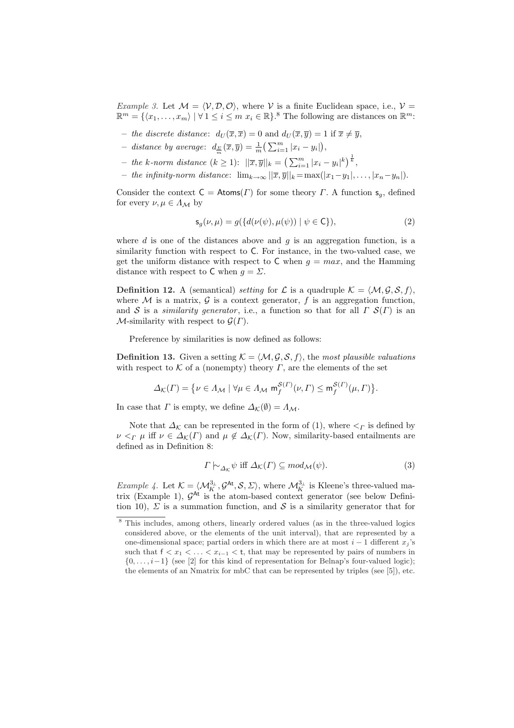*Example 3.* Let $\mathcal{M} = \langle \mathcal{V}, \mathcal{D}, \mathcal{O} \rangle$, where $\mathcal{V}$ is a finite Euclidean space, i.e., $\mathcal{V} = \mathbb{R}^m = \{\langle x_1, \ldots, x_m \rangle \mid \forall 1 \leq i \leq m \; x_i \in \mathbb{R}\}$.[8] The following are distances on $\mathbb{R}^m$:

- *the discrete distance*: $d_U(\overline{x}, \overline{x}) = 0$ and $d_U(\overline{x}, \overline{y}) = 1$ if $\overline{x} \neq \overline{y}$,
- *distance by average*: $d_{\frac{\Sigma}{m}}(\overline{x}, \overline{y}) = \frac{1}{m}\big(\sum_{i=1}^{m} |x_i - y_i|\big)$,
- *the k-norm distance* ($k \geq 1$): $||\overline{x}, \overline{y}||_k = \big(\sum_{i=1}^{m} |x_i - y_i|^k\big)^{\frac{1}{k}}$,
- *the infinity-norm distance*: $\lim_{k \to \infty} ||\overline{x}, \overline{y}||_k = \max(|x_1 - y_1|, \ldots, |x_n - y_n|)$.

Consider the context $\mathsf{C} = \mathsf{Atoms}(\Gamma)$ for some theory $\Gamma$. A function $\mathsf{s}_g$, defined for every $\nu, \mu \in \Lambda_{\mathcal{M}}$ by

$$\mathsf{s}_g(\nu, \mu) = g(\{d(\nu(\psi), \mu(\psi)) \mid \psi \in \mathsf{C}\}), \tag{2}$$

where $d$ is one of the distances above and $g$ is an aggregation function, is a similarity function with respect to $\mathsf{C}$. For instance, in the two-valued case, we get the uniform distance with respect to $\mathsf{C}$ when $g = max$, and the Hamming distance with respect to $\mathsf{C}$ when $g = \Sigma$.

**Definition 12.** A (semantical) *setting* for $\mathcal{L}$ is a quadruple $\mathcal{K} = \langle \mathcal{M}, \mathcal{G}, \mathcal{S}, f \rangle$, where $\mathcal{M}$ is a matrix, $\mathcal{G}$ is a context generator, $f$ is an aggregation function, and $\mathcal{S}$ is a *similarity generator*, i.e., a function so that for all $\Gamma$ $\mathcal{S}(\Gamma)$ is an $\mathcal{M}$-similarity with respect to $\mathcal{G}(\Gamma)$.

Preference by similarities is now defined as follows:

**Definition 13.** Given a setting $\mathcal{K} = \langle \mathcal{M}, \mathcal{G}, \mathcal{S}, f \rangle$, the *most plausible valuations* with respect to $\mathcal{K}$ of a (nonempty) theory $\Gamma$, are the elements of the set

$$\Delta_{\mathcal{K}}(\Gamma) = \big\{\nu \in \Lambda_{\mathcal{M}} \mid \forall \mu \in \Lambda_{\mathcal{M}} \; \mathsf{m}_f^{\mathcal{S}(\Gamma)}(\nu, \Gamma) \leq \mathsf{m}_f^{\mathcal{S}(\Gamma)}(\mu, \Gamma)\big\}.$$

In case that $\Gamma$ is empty, we define $\Delta_{\mathcal{K}}(\emptyset) = \Lambda_{\mathcal{M}}$.

Note that $\Delta_{\mathcal{K}}$ can be represented in the form of (1), where $<_\Gamma$ is defined by $\nu <_\Gamma \mu$ iff $\nu \in \Delta_{\mathcal{K}}(\Gamma)$ and $\mu \notin \Delta_{\mathcal{K}}(\Gamma)$. Now, similarity-based entailments are defined as in Definition 8:

$$\Gamma \mathrel{|\!\sim}_{\Delta_{\mathcal{K}}} \psi \text{ iff } \Delta_{\mathcal{K}}(\Gamma) \subseteq mod_{\mathcal{M}}(\psi). \tag{3}$$

*Example 4.* Let $\mathcal{K} = \langle \mathcal{M}_K^{3_\perp}, \mathcal{G}^{\mathsf{At}}, \mathcal{S}, \Sigma \rangle$, where $\mathcal{M}_K^{3_\perp}$ is Kleene's three-valued matrix (Example 1), $\mathcal{G}^{\mathsf{At}}$ is the atom-based context generator (see below Definition 10), $\Sigma$ is a summation function, and $\mathcal{S}$ is a similarity generator that for

---

[8] This includes, among others, linearly ordered values (as in the three-valued logics considered above, or the elements of the unit interval), that are represented by a one-dimensional space; partial orders in which there are at most $i - 1$ different $x_j$'s such that $\mathsf{f} < x_1 < \ldots < x_{i-1} < \mathsf{t}$, that may be represented by pairs of numbers in $\{0, \ldots, i-1\}$ (see [2] for this kind of representation for Belnap's four-valued logic); the elements of an Nmatrix for mbC that can be represented by triples (see [5]), etc.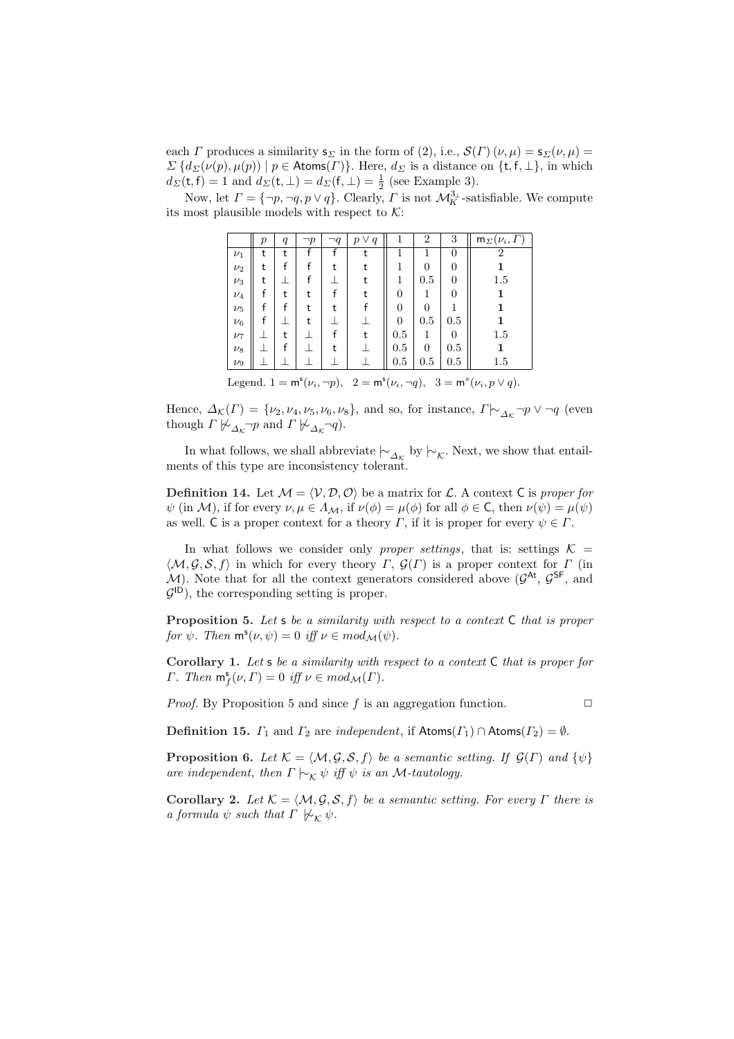each $\Gamma$ produces a similarity $\mathsf{s}_\Sigma$ in the form of (2), i.e., $\mathcal{S}(\Gamma)\,(\nu,\mu) = \mathsf{s}_\Sigma(\nu,\mu) = \Sigma\,\{d_\Sigma(\nu(p),\mu(p)) \mid p \in \mathsf{Atoms}(\Gamma)\}$. Here, $d_\Sigma$ is a distance on $\{\mathsf{t},\mathsf{f},\bot\}$, in which $d_\Sigma(\mathsf{t},\mathsf{f}) = 1$ and $d_\Sigma(\mathsf{t},\bot) = d_\Sigma(\mathsf{f},\bot) = \frac{1}{2}$ (see Example 3).

Now, let $\Gamma = \{\neg p, \neg q, p \vee q\}$. Clearly, $\Gamma$ is not $\mathcal{M}^{3_\bot}_K$-satisfiable. We compute its most plausible models with respect to $\mathcal{K}$:

| | $p$ | $q$ | $\neg p$ | $\neg q$ | $p \vee q$ | 1 | 2 | 3 | $\mathsf{m}_\Sigma(\nu_i, \Gamma)$ |
|---|---|---|---|---|---|---|---|---|---|
| $\nu_1$ | t | t | f | f | t | 1 | 1 | 0 | 2 |
| $\nu_2$ | t | f | f | t | t | 1 | 0 | 0 | **1** |
| $\nu_3$ | t | $\bot$ | f | $\bot$ | t | 1 | 0.5 | 0 | 1.5 |
| $\nu_4$ | f | t | t | f | t | 0 | 1 | 0 | **1** |
| $\nu_5$ | f | f | t | t | f | 0 | 0 | 1 | **1** |
| $\nu_6$ | f | $\bot$ | t | $\bot$ | $\bot$ | 0 | 0.5 | 0.5 | **1** |
| $\nu_7$ | $\bot$ | t | $\bot$ | f | t | 0.5 | 1 | 0 | 1.5 |
| $\nu_8$ | $\bot$ | f | $\bot$ | t | $\bot$ | 0.5 | 0 | 0.5 | **1** |
| $\nu_9$ | $\bot$ | $\bot$ | $\bot$ | $\bot$ | $\bot$ | 0.5 | 0.5 | 0.5 | 1.5 |

Legend. $1 = \mathsf{m}^\mathsf{s}(\nu_i, \neg p)$, $\quad 2 = \mathsf{m}^\mathsf{s}(\nu_i, \neg q)$, $\quad 3 = \mathsf{m}^s(\nu_i, p \vee q)$.

Hence, $\Delta_\mathcal{K}(\Gamma) = \{\nu_2, \nu_4, \nu_5, \nu_6, \nu_8\}$, and so, for instance, $\Gamma \mid\!\sim_{\Delta_\mathcal{K}} \neg p \vee \neg q$ (even though $\Gamma \not\mid\!\sim_{\Delta_\mathcal{K}} \neg p$ and $\Gamma \not\mid\!\sim_{\Delta_\mathcal{K}} \neg q$).

In what follows, we shall abbreviate $\mid\!\sim_{\Delta_\mathcal{K}}$ by $\mid\!\sim_\mathcal{K}$. Next, we show that entailments of this type are inconsistency tolerant.

**Definition 14.** Let $\mathcal{M} = \langle \mathcal{V}, \mathcal{D}, \mathcal{O} \rangle$ be a matrix for $\mathcal{L}$. A context $\mathsf{C}$ is *proper for* $\psi$ (in $\mathcal{M}$), if for every $\nu, \mu \in \Lambda_\mathcal{M}$, if $\nu(\phi) = \mu(\phi)$ for all $\phi \in \mathsf{C}$, then $\nu(\psi) = \mu(\psi)$ as well. $\mathsf{C}$ is a proper context for a theory $\Gamma$, if it is proper for every $\psi \in \Gamma$.

In what follows we consider only *proper settings*, that is: settings $\mathcal{K} = \langle \mathcal{M}, \mathcal{G}, \mathcal{S}, f \rangle$ in which for every theory $\Gamma$, $\mathcal{G}(\Gamma)$ is a proper context for $\Gamma$ (in $\mathcal{M}$). Note that for all the context generators considered above ($\mathcal{G}^{\mathsf{At}}$, $\mathcal{G}^{\mathsf{SF}}$, and $\mathcal{G}^{\mathsf{ID}}$), the corresponding setting is proper.

**Proposition 5.** *Let* $\mathsf{s}$ *be a similarity with respect to a context* $\mathsf{C}$ *that is proper for* $\psi$*. Then* $\mathsf{m}^\mathsf{s}(\nu, \psi) = 0$ *iff* $\nu \in mod_\mathcal{M}(\psi)$*.*

**Corollary 1.** *Let* $\mathsf{s}$ *be a similarity with respect to a context* $\mathsf{C}$ *that is proper for* $\Gamma$*. Then* $\mathsf{m}^\mathsf{s}_f(\nu, \Gamma) = 0$ *iff* $\nu \in mod_\mathcal{M}(\Gamma)$*.*

*Proof.* By Proposition 5 and since $f$ is an aggregation function. $\square$

**Definition 15.** $\Gamma_1$ and $\Gamma_2$ are *independent*, if $\mathsf{Atoms}(\Gamma_1) \cap \mathsf{Atoms}(\Gamma_2) = \emptyset$.

**Proposition 6.** *Let* $\mathcal{K} = \langle \mathcal{M}, \mathcal{G}, \mathcal{S}, f \rangle$ *be a semantic setting. If* $\mathcal{G}(\Gamma)$ *and* $\{\psi\}$ *are independent, then* $\Gamma \mid\!\sim_\mathcal{K} \psi$ *iff* $\psi$ *is an* $\mathcal{M}$*-tautology.*

**Corollary 2.** *Let* $\mathcal{K} = \langle \mathcal{M}, \mathcal{G}, \mathcal{S}, f \rangle$ *be a semantic setting. For every* $\Gamma$ *there is a formula* $\psi$ *such that* $\Gamma \not\mid\!\sim_\mathcal{K} \psi$*.*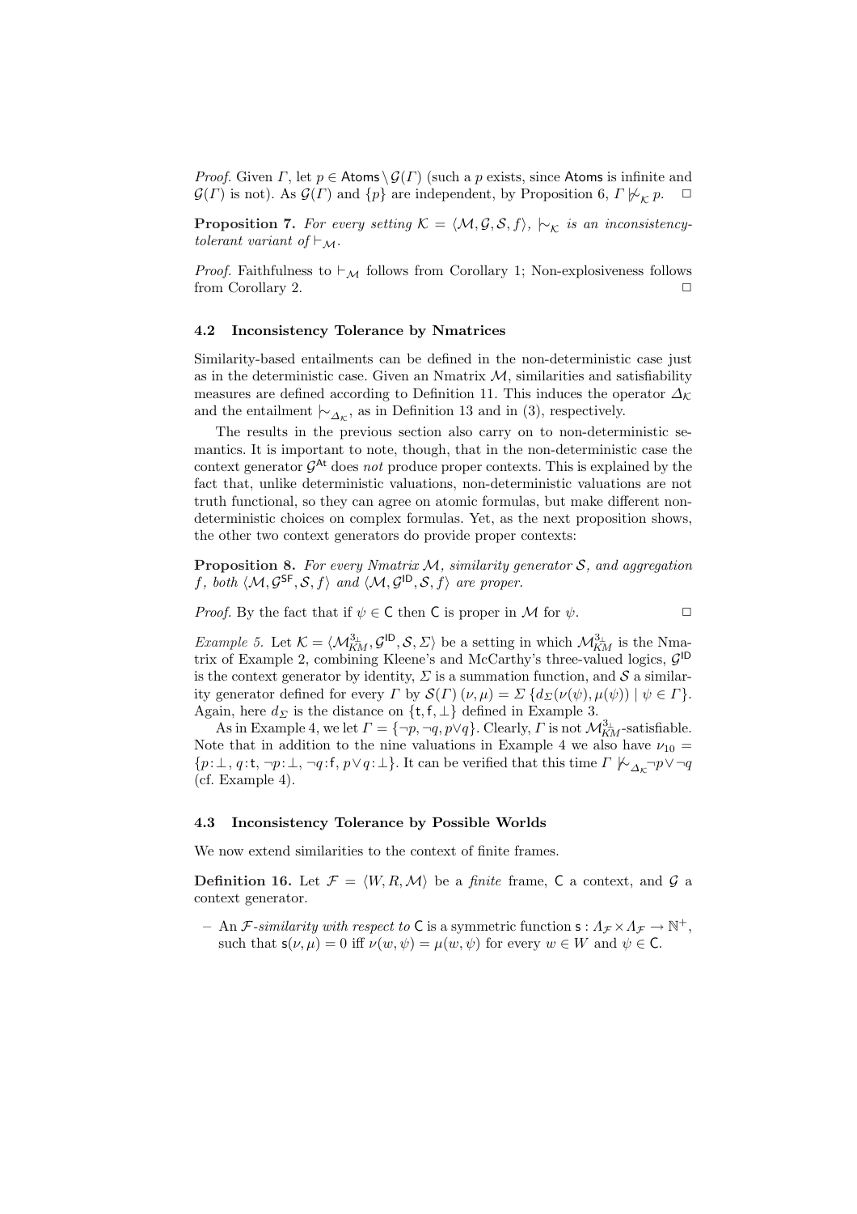*Proof.* Given $\Gamma$, let $p \in \mathsf{Atoms} \setminus \mathcal{G}(\Gamma)$ (such a $p$ exists, since $\mathsf{Atoms}$ is infinite and $\mathcal{G}(\Gamma)$ is not). As $\mathcal{G}(\Gamma)$ and $\{p\}$ are independent, by Proposition 6, $\Gamma \not\mathrel{|\!\sim}_{\mathcal{K}} p$. $\square$

**Proposition 7.** *For every setting $\mathcal{K} = \langle \mathcal{M}, \mathcal{G}, \mathcal{S}, f \rangle$, $\mathrel{|\!\sim}_{\mathcal{K}}$ is an inconsistency-tolerant variant of $\vdash_{\mathcal{M}}$.*

*Proof.* Faithfulness to $\vdash_{\mathcal{M}}$ follows from Corollary 1; Non-explosiveness follows from Corollary 2. $\square$

### 4.2 Inconsistency Tolerance by Nmatrices

Similarity-based entailments can be defined in the non-deterministic case just as in the deterministic case. Given an Nmatrix $\mathcal{M}$, similarities and satisfiability measures are defined according to Definition 11. This induces the operator $\Delta_{\mathcal{K}}$ and the entailment $\mathrel{|\!\sim}_{\Delta_{\mathcal{K}}}$, as in Definition 13 and in (3), respectively.

The results in the previous section also carry on to non-deterministic semantics. It is important to note, though, that in the non-deterministic case the context generator $\mathcal{G}^{\mathsf{At}}$ does *not* produce proper contexts. This is explained by the fact that, unlike deterministic valuations, non-deterministic valuations are not truth functional, so they can agree on atomic formulas, but make different non-deterministic choices on complex formulas. Yet, as the next proposition shows, the other two context generators do provide proper contexts:

**Proposition 8.** *For every Nmatrix $\mathcal{M}$, similarity generator $\mathcal{S}$, and aggregation $f$, both $\langle \mathcal{M}, \mathcal{G}^{\mathsf{SF}}, \mathcal{S}, f \rangle$ and $\langle \mathcal{M}, \mathcal{G}^{\mathsf{ID}}, \mathcal{S}, f \rangle$ are proper.*

*Proof.* By the fact that if $\psi \in \mathsf{C}$ then $\mathsf{C}$ is proper in $\mathcal{M}$ for $\psi$. $\square$

*Example 5.* Let $\mathcal{K} = \langle \mathcal{M}^{3_\perp}_{KM}, \mathcal{G}^{\mathsf{ID}}, \mathcal{S}, \Sigma \rangle$ be a setting in which $\mathcal{M}^{3_\perp}_{KM}$ is the Nmatrix of Example 2, combining Kleene's and McCarthy's three-valued logics, $\mathcal{G}^{\mathsf{ID}}$ is the context generator by identity, $\Sigma$ is a summation function, and $\mathcal{S}$ a similarity generator defined for every $\Gamma$ by $\mathcal{S}(\Gamma)\,(\nu, \mu) = \Sigma\,\{d_\Sigma(\nu(\psi), \mu(\psi)) \mid \psi \in \Gamma\}$. Again, here $d_\Sigma$ is the distance on $\{\mathsf{t}, \mathsf{f}, \perp\}$ defined in Example 3.

As in Example 4, we let $\Gamma = \{\neg p, \neg q, p \vee q\}$. Clearly, $\Gamma$ is not $\mathcal{M}^{3_\perp}_{KM}$-satisfiable. Note that in addition to the nine valuations in Example 4 we also have $\nu_{10} = \{p\!:\!\perp,\, q\!:\!\mathsf{t},\, \neg p\!:\!\perp,\, \neg q\!:\!\mathsf{f},\, p \vee q\!:\!\perp\}$. It can be verified that this time $\Gamma \not\mathrel{|\!\sim}_{\Delta_{\mathcal{K}}} \neg p \vee \neg q$ (cf. Example 4).

### 4.3 Inconsistency Tolerance by Possible Worlds

We now extend similarities to the context of finite frames.

**Definition 16.** Let $\mathcal{F} = \langle W, R, \mathcal{M} \rangle$ be a *finite* frame, $\mathsf{C}$ a context, and $\mathcal{G}$ a context generator.

– An *$\mathcal{F}$-similarity with respect to* $\mathsf{C}$ is a symmetric function $\mathsf{s} : \Lambda_{\mathcal{F}} \times \Lambda_{\mathcal{F}} \to \mathbb{N}^+$, such that $\mathsf{s}(\nu, \mu) = 0$ iff $\nu(w, \psi) = \mu(w, \psi)$ for every $w \in W$ and $\psi \in \mathsf{C}$.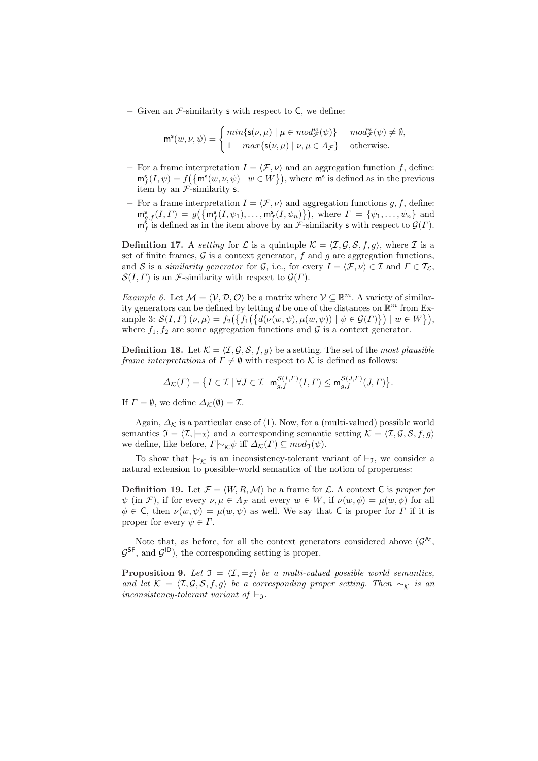– Given an $\mathcal{F}$-similarity $\mathsf{s}$ with respect to $\mathsf{C}$, we define:

$$\mathsf{m}^{\mathsf{s}}(w,\nu,\psi) = \begin{cases} min\{\mathsf{s}(\nu,\mu) \mid \mu \in mod^{w}_{\mathcal{F}}(\psi)\} & mod^{w}_{\mathcal{F}}(\psi) \neq \emptyset, \\ 1 + max\{\mathsf{s}(\nu,\mu) \mid \nu,\mu \in \Lambda_{\mathcal{F}}\} & \text{otherwise.} \end{cases}$$

– For a frame interpretation $I = \langle \mathcal{F}, \nu \rangle$ and an aggregation function $f$, define: $\mathsf{m}^{\mathsf{s}}_{f}(I,\psi) = f\big(\{\mathsf{m}^{\mathsf{s}}(w,\nu,\psi) \mid w \in W\}\big)$, where $\mathsf{m}^{\mathsf{s}}$ is defined as in the previous item by an $\mathcal{F}$-similarity $\mathsf{s}$.

– For a frame interpretation $I = \langle \mathcal{F}, \nu \rangle$ and aggregation functions $g, f$, define: $\mathsf{m}^{\mathsf{s}}_{g,f}(I,\Gamma) = g\big(\{\mathsf{m}^{\mathsf{s}}_{f}(I,\psi_1), \ldots, \mathsf{m}^{\mathsf{s}}_{f}(I,\psi_n)\}\big)$, where $\Gamma = \{\psi_1, \ldots, \psi_n\}$ and $\mathsf{m}^{\mathsf{s}}_{f}$ is defined as in the item above by an $\mathcal{F}$-similarity $\mathsf{s}$ with respect to $\mathcal{G}(\Gamma)$.

**Definition 17.** A *setting* for $\mathcal{L}$ is a quintuple $\mathcal{K} = \langle \mathcal{I}, \mathcal{G}, \mathcal{S}, f, g \rangle$, where $\mathcal{I}$ is a set of finite frames, $\mathcal{G}$ is a context generator, $f$ and $g$ are aggregation functions, and $\mathcal{S}$ is a *similarity generator* for $\mathcal{G}$, i.e., for every $I = \langle \mathcal{F}, \nu \rangle \in \mathcal{I}$ and $\Gamma \in \mathcal{T}_{\mathcal{L}}$, $\mathcal{S}(I,\Gamma)$ is an $\mathcal{F}$-similarity with respect to $\mathcal{G}(\Gamma)$.

*Example 6.* Let $\mathcal{M} = \langle \mathcal{V}, \mathcal{D}, \mathcal{O} \rangle$ be a matrix where $\mathcal{V} \subseteq \mathbb{R}^m$. A variety of similarity generators can be defined by letting $d$ be one of the distances on $\mathbb{R}^m$ from Example 3: $\mathcal{S}(I,\Gamma)\,(\nu,\mu) = f_2\big(\{f_1\big(\{d(\nu(w,\psi),\mu(w,\psi)) \mid \psi \in \mathcal{G}(\Gamma)\}\big) \mid w \in W\}\big)$, where $f_1, f_2$ are some aggregation functions and $\mathcal{G}$ is a context generator.

**Definition 18.** Let $\mathcal{K} = \langle \mathcal{I}, \mathcal{G}, \mathcal{S}, f, g \rangle$ be a setting. The set of the *most plausible frame interpretations* of $\Gamma \neq \emptyset$ with respect to $\mathcal{K}$ is defined as follows:

$$\Delta_{\mathcal{K}}(\Gamma) = \big\{ I \in \mathcal{I} \mid \forall J \in \mathcal{I} \;\; \mathsf{m}^{\mathcal{S}(I,\Gamma)}_{g,f}(I,\Gamma) \leq \mathsf{m}^{\mathcal{S}(J,\Gamma)}_{g,f}(J,\Gamma) \big\}.$$

If $\Gamma = \emptyset$, we define $\Delta_{\mathcal{K}}(\emptyset) = \mathcal{I}$.

Again, $\Delta_{\mathcal{K}}$ is a particular case of (1). Now, for a (multi-valued) possible world semantics $\mathfrak{I} = \langle \mathcal{I}, \models_{\mathcal{I}} \rangle$ and a corresponding semantic setting $\mathcal{K} = \langle \mathcal{I}, \mathcal{G}, \mathcal{S}, f, g \rangle$ we define, like before, $\Gamma \mid\!\sim_{\mathcal{K}} \psi$ iff $\Delta_{\mathcal{K}}(\Gamma) \subseteq mod_{\mathfrak{I}}(\psi)$.

To show that $\mid\!\sim_{\mathcal{K}}$ is an inconsistency-tolerant variant of $\vdash_{\mathfrak{I}}$, we consider a natural extension to possible-world semantics of the notion of properness:

**Definition 19.** Let $\mathcal{F} = \langle W, R, \mathcal{M} \rangle$ be a frame for $\mathcal{L}$. A context $\mathsf{C}$ is *proper for* $\psi$ (in $\mathcal{F}$), if for every $\nu, \mu \in \Lambda_{\mathcal{F}}$ and every $w \in W$, if $\nu(w,\phi) = \mu(w,\phi)$ for all $\phi \in \mathsf{C}$, then $\nu(w,\psi) = \mu(w,\psi)$ as well. We say that $\mathsf{C}$ is proper for $\Gamma$ if it is proper for every $\psi \in \Gamma$.

Note that, as before, for all the context generators considered above ($\mathcal{G}^{\mathsf{At}}$, $\mathcal{G}^{\mathsf{SF}}$, and $\mathcal{G}^{\mathsf{ID}}$), the corresponding setting is proper.

**Proposition 9.** *Let $\mathfrak{I} = \langle \mathcal{I}, \models_{\mathcal{I}} \rangle$ be a multi-valued possible world semantics, and let $\mathcal{K} = \langle \mathcal{I}, \mathcal{G}, \mathcal{S}, f, g \rangle$ be a corresponding proper setting. Then $\mid\!\sim_{\mathcal{K}}$ is an inconsistency-tolerant variant of $\vdash_{\mathfrak{I}}$.*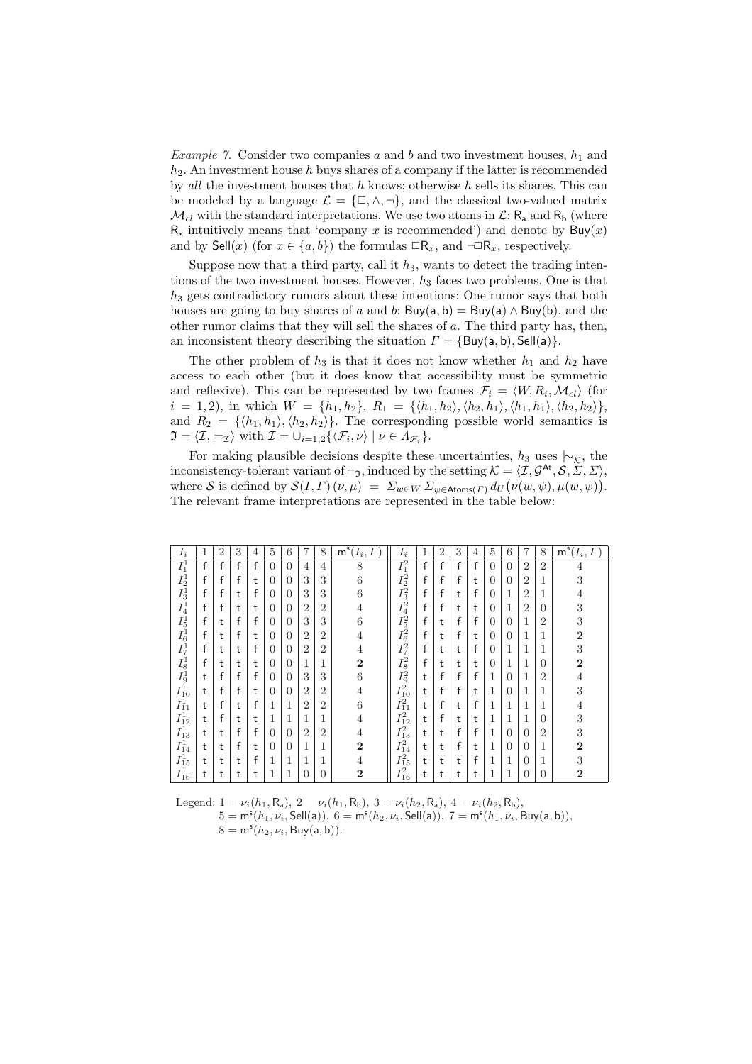*Example 7.* Consider two companies $a$ and $b$ and two investment houses, $h_1$ and $h_2$. An investment house $h$ buys shares of a company if the latter is recommended by *all* the investment houses that $h$ knows; otherwise $h$ sells its shares. This can be modeled by a language $\mathcal{L} = \{\Box, \wedge, \neg\}$, and the classical two-valued matrix $\mathcal{M}_{cl}$ with the standard interpretations. We use two atoms in $\mathcal{L}$: $\mathsf{R_a}$ and $\mathsf{R_b}$ (where $\mathsf{R_x}$ intuitively means that 'company $x$ is recommended') and denote by $\mathsf{Buy}(x)$ and by $\mathsf{Sell}(x)$ (for $x \in \{a, b\}$) the formulas $\Box\mathsf{R}_x$, and $\neg\Box\mathsf{R}_x$, respectively.

Suppose now that a third party, call it $h_3$, wants to detect the trading intentions of the two investment houses. However, $h_3$ faces two problems. One is that $h_3$ gets contradictory rumors about these intentions: One rumor says that both houses are going to buy shares of $a$ and $b$: $\mathsf{Buy(a,b)} = \mathsf{Buy(a)} \wedge \mathsf{Buy(b)}$, and the other rumor claims that they will sell the shares of $a$. The third party has, then, an inconsistent theory describing the situation $\Gamma = \{\mathsf{Buy(a,b)}, \mathsf{Sell(a)}\}$.

The other problem of $h_3$ is that it does not know whether $h_1$ and $h_2$ have access to each other (but it does know that accessibility must be symmetric and reflexive). This can be represented by two frames $\mathcal{F}_i = \langle W, R_i, \mathcal{M}_{cl}\rangle$ (for $i = 1, 2$), in which $W = \{h_1, h_2\}$, $R_1 = \{\langle h_1, h_2\rangle, \langle h_2, h_1\rangle, \langle h_1, h_1\rangle, \langle h_2, h_2\rangle\}$, and $R_2 = \{\langle h_1, h_1\rangle, \langle h_2, h_2\rangle\}$. The corresponding possible world semantics is $\mathfrak{I} = \langle \mathcal{I}, \models_{\mathcal{I}}\rangle$ with $\mathcal{I} = \cup_{i=1,2}\{\langle \mathcal{F}_i, \nu\rangle \mid \nu \in \Lambda_{\mathcal{F}_i}\}$.

For making plausible decisions despite these uncertainties, $h_3$ uses $\mid\!\sim_{\mathcal{K}}$, the inconsistency-tolerant variant of $\vdash_{\mathfrak{I}}$, induced by the setting $\mathcal{K} = \langle \mathcal{I}, \mathcal{G}^{\mathsf{At}}, \mathcal{S}, \Sigma, \Sigma\rangle$, where $\mathcal{S}$ is defined by $\mathcal{S}(I, \Gamma)(\nu, \mu) = \Sigma_{w\in W}\, \Sigma_{\psi \in \mathsf{Atoms}(\Gamma)}\, d_U\big(\nu(w,\psi), \mu(w,\psi)\big)$. The relevant frame interpretations are represented in the table below:

| $I_i$ | 1 | 2 | 3 | 4 | 5 | 6 | 7 | 8 | $\mathsf{m^s}(I_i,\Gamma)$ | $I_i$ | 1 | 2 | 3 | 4 | 5 | 6 | 7 | 8 | $\mathsf{m^s}(I_i,\Gamma)$ |
|---|---|---|---|---|---|---|---|---|---|---|---|---|---|---|---|---|---|---|---|
| $I_1^1$ | f | f | f | f | 0 | 0 | 4 | 4 | 8 | $I_1^2$ | f | f | f | f | 0 | 0 | 2 | 2 | 4 |
| $I_2^1$ | f | f | f | t | 0 | 0 | 3 | 3 | 6 | $I_2^2$ | f | f | f | t | 0 | 0 | 2 | 1 | 3 |
| $I_3^1$ | f | f | t | f | 0 | 0 | 3 | 3 | 6 | $I_3^2$ | f | f | t | f | 0 | 1 | 2 | 1 | 4 |
| $I_4^1$ | f | f | t | t | 0 | 0 | 2 | 2 | 4 | $I_4^2$ | f | f | t | t | 0 | 1 | 2 | 0 | 3 |
| $I_5^1$ | f | t | f | f | 0 | 0 | 3 | 3 | 6 | $I_5^2$ | f | t | f | f | 0 | 0 | 1 | 2 | 3 |
| $I_6^1$ | f | t | f | t | 0 | 0 | 2 | 2 | 4 | $I_6^2$ | f | t | f | t | 0 | 0 | 1 | 1 | **2** |
| $I_7^1$ | f | t | t | f | 0 | 0 | 2 | 2 | 4 | $I_7^2$ | f | t | t | f | 0 | 1 | 1 | 1 | 3 |
| $I_8^1$ | f | t | t | t | 0 | 0 | 1 | 1 | **2** | $I_8^2$ | f | t | t | t | 0 | 1 | 1 | 0 | **2** |
| $I_9^1$ | t | f | f | f | 0 | 0 | 3 | 3 | 6 | $I_9^2$ | t | f | f | f | 1 | 0 | 1 | 2 | 4 |
| $I_{10}^1$ | t | f | f | t | 0 | 0 | 2 | 2 | 4 | $I_{10}^2$ | t | f | f | t | 1 | 0 | 1 | 1 | 3 |
| $I_{11}^1$ | t | f | t | f | 1 | 1 | 2 | 2 | 6 | $I_{11}^2$ | t | f | t | f | 1 | 1 | 1 | 1 | 4 |
| $I_{12}^1$ | t | f | t | t | 1 | 1 | 1 | 1 | 4 | $I_{12}^2$ | t | f | t | t | 1 | 1 | 1 | 0 | 3 |
| $I_{13}^1$ | t | t | f | f | 0 | 0 | 2 | 2 | 4 | $I_{13}^2$ | t | t | f | f | 1 | 0 | 0 | 2 | 3 |
| $I_{14}^1$ | t | t | f | t | 0 | 0 | 1 | 1 | **2** | $I_{14}^2$ | t | t | f | t | 1 | 0 | 0 | 1 | **2** |
| $I_{15}^1$ | t | t | t | f | 1 | 1 | 1 | 1 | 4 | $I_{15}^2$ | t | t | t | f | 1 | 1 | 0 | 1 | 3 |
| $I_{16}^1$ | t | t | t | t | 1 | 1 | 0 | 0 | **2** | $I_{16}^2$ | t | t | t | t | 1 | 1 | 0 | 0 | **2** |

Legend: $1 = \nu_i(h_1, \mathsf{R_a})$, $2 = \nu_i(h_1, \mathsf{R_b})$, $3 = \nu_i(h_2, \mathsf{R_a})$, $4 = \nu_i(h_2, \mathsf{R_b})$,
$5 = \mathsf{m^s}(h_1, \nu_i, \mathsf{Sell(a)})$, $6 = \mathsf{m^s}(h_2, \nu_i, \mathsf{Sell(a)})$, $7 = \mathsf{m^s}(h_1, \nu_i, \mathsf{Buy(a,b)})$,
$8 = \mathsf{m^s}(h_2, \nu_i, \mathsf{Buy(a,b)})$.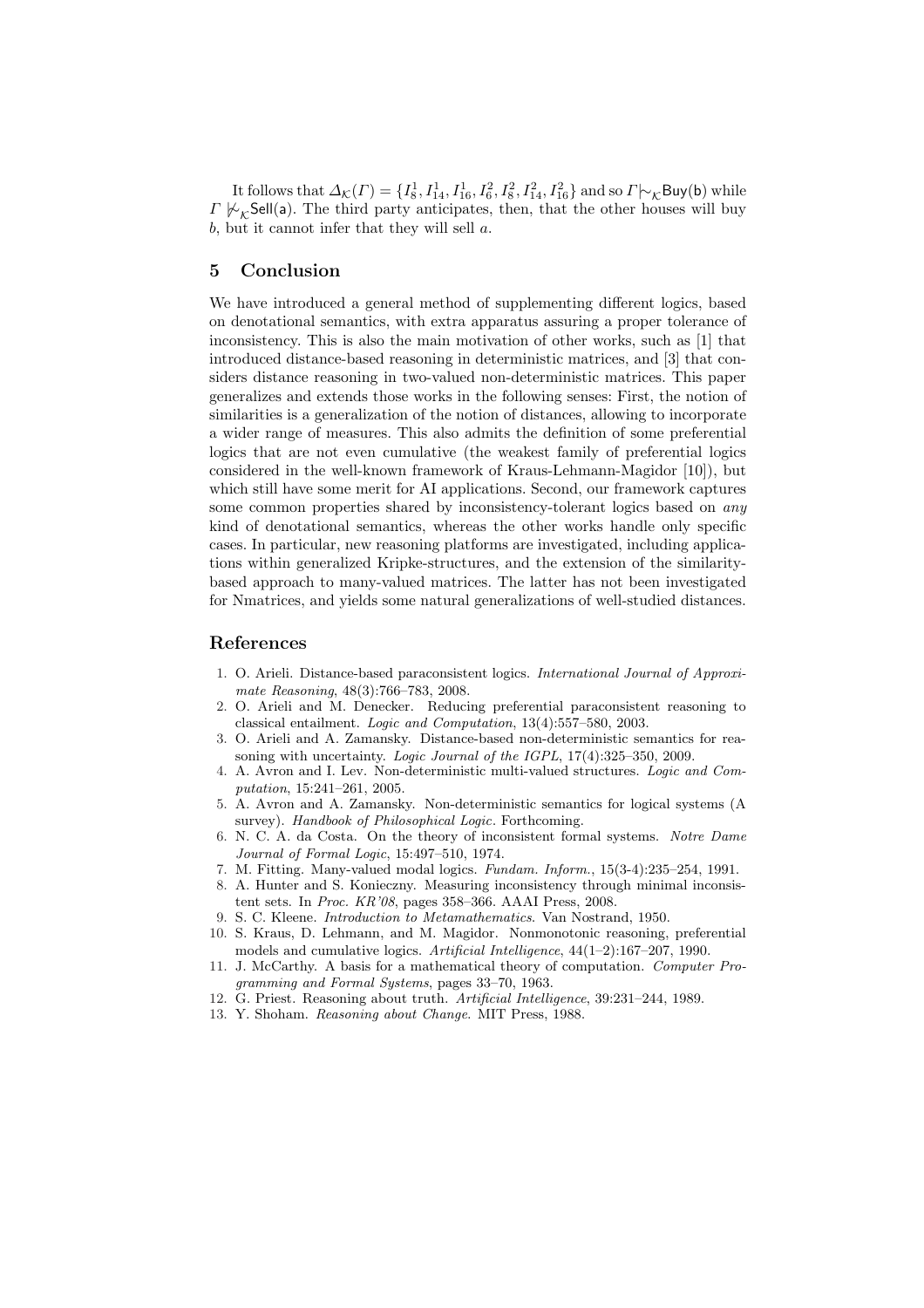It follows that $\Delta_{\mathcal{K}}(\Gamma) = \{I_8^1, I_{14}^1, I_{16}^1, I_6^2, I_8^2, I_{14}^2, I_{16}^2\}$ and so $\Gamma \mid\!\sim_{\mathcal{K}} \mathsf{Buy(b)}$ while $\Gamma \not\mid\!\sim_{\mathcal{K}} \mathsf{Sell(a)}$. The third party anticipates, then, that the other houses will buy $b$, but it cannot infer that they will sell $a$.

## 5 Conclusion

We have introduced a general method of supplementing different logics, based on denotational semantics, with extra apparatus assuring a proper tolerance of inconsistency. This is also the main motivation of other works, such as [1] that introduced distance-based reasoning in deterministic matrices, and [3] that considers distance reasoning in two-valued non-deterministic matrices. This paper generalizes and extends those works in the following senses: First, the notion of similarities is a generalization of the notion of distances, allowing to incorporate a wider range of measures. This also admits the definition of some preferential logics that are not even cumulative (the weakest family of preferential logics considered in the well-known framework of Kraus-Lehmann-Magidor [10]), but which still have some merit for AI applications. Second, our framework captures some common properties shared by inconsistency-tolerant logics based on *any* kind of denotational semantics, whereas the other works handle only specific cases. In particular, new reasoning platforms are investigated, including applications within generalized Kripke-structures, and the extension of the similarity-based approach to many-valued matrices. The latter has not been investigated for Nmatrices, and yields some natural generalizations of well-studied distances.

## References

1. O. Arieli. Distance-based paraconsistent logics. *International Journal of Approximate Reasoning*, 48(3):766–783, 2008.
2. O. Arieli and M. Denecker. Reducing preferential paraconsistent reasoning to classical entailment. *Logic and Computation*, 13(4):557–580, 2003.
3. O. Arieli and A. Zamansky. Distance-based non-deterministic semantics for reasoning with uncertainty. *Logic Journal of the IGPL*, 17(4):325–350, 2009.
4. A. Avron and I. Lev. Non-deterministic multi-valued structures. *Logic and Computation*, 15:241–261, 2005.
5. A. Avron and A. Zamansky. Non-deterministic semantics for logical systems (A survey). *Handbook of Philosophical Logic*. Forthcoming.
6. N. C. A. da Costa. On the theory of inconsistent formal systems. *Notre Dame Journal of Formal Logic*, 15:497–510, 1974.
7. M. Fitting. Many-valued modal logics. *Fundam. Inform.*, 15(3-4):235–254, 1991.
8. A. Hunter and S. Konieczny. Measuring inconsistency through minimal inconsistent sets. In *Proc. KR'08*, pages 358–366. AAAI Press, 2008.
9. S. C. Kleene. *Introduction to Metamathematics*. Van Nostrand, 1950.
10. S. Kraus, D. Lehmann, and M. Magidor. Nonmonotonic reasoning, preferential models and cumulative logics. *Artificial Intelligence*, 44(1–2):167–207, 1990.
11. J. McCarthy. A basis for a mathematical theory of computation. *Computer Programming and Formal Systems*, pages 33–70, 1963.
12. G. Priest. Reasoning about truth. *Artificial Intelligence*, 39:231–244, 1989.
13. Y. Shoham. *Reasoning about Change*. MIT Press, 1988.